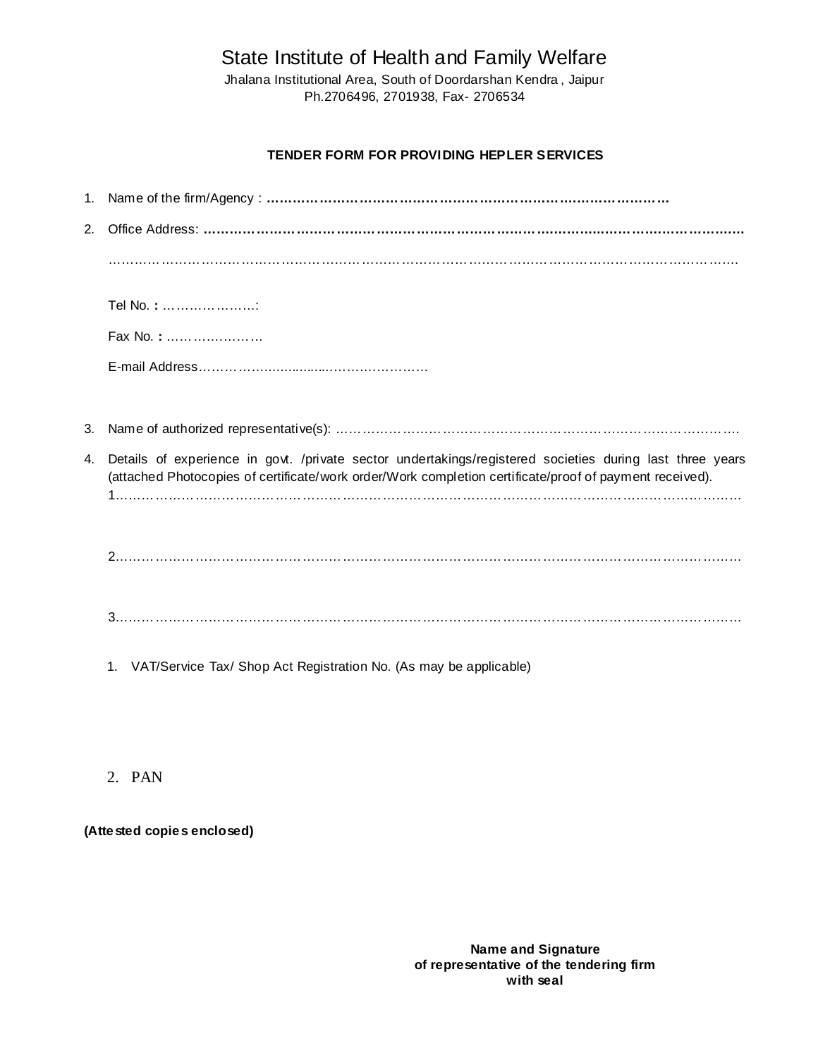# State Institute of Health and Family Welfare

Jhalana Institutional Area, South of Doordarshan Kendra , Jaipur
Ph.2706496, 2701938, Fax- 2706534

**TENDER FORM FOR PROVIDING HEPLER SERVICES**

1. Name of the firm/Agency : **………………………………………………………………………**

2. Office Address: **……………………………………………………………………………………………**

   ……………………………………………………………………………………………………………

   Tel No. **:** …………………:

   Fax No. **:** …………………

   E-mail Address……………………………………………

3. Name of authorized representative(s): …………………………………………………………………….

4. Details of experience in govt. /private sector undertakings/registered societies during last three years (attached Photocopies of certificate/work order/Work completion certificate/proof of payment received).
   1…………………………………………………………………………………………………………

   2…………………………………………………………………………………………………………

   3…………………………………………………………………………………………………………

   1. VAT/Service Tax/ Shop Act Registration No. (As may be applicable)

   2. PAN

**(Attested copies enclosed)**

**Name and Signature
of representative of the tendering firm
with seal**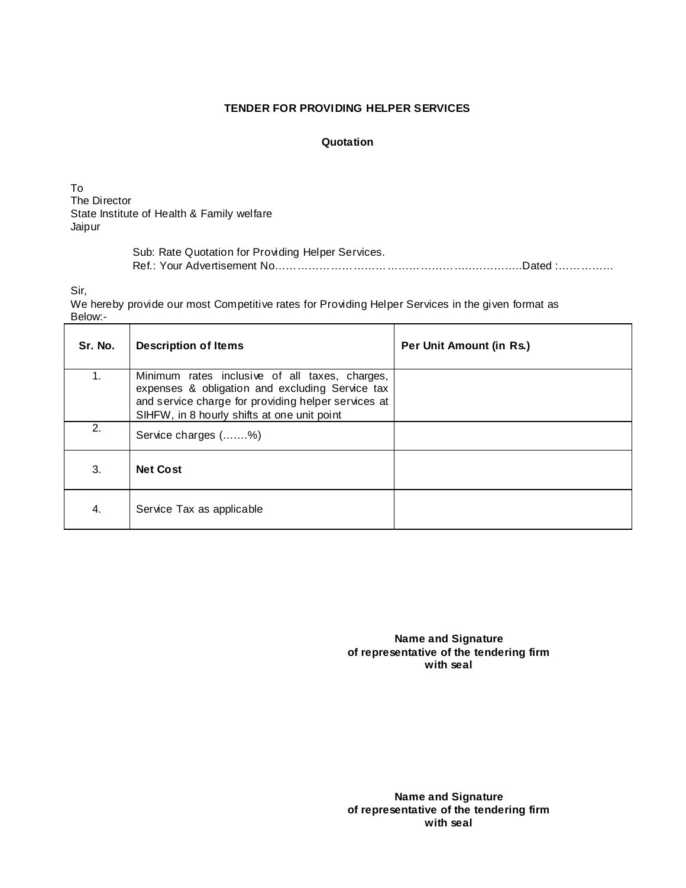**TENDER FOR PROVIDING HELPER SERVICES**

**Quotation**

To
The Director
State Institute of Health & Family welfare
Jaipur

Sub: Rate Quotation for Providing Helper Services.
Ref.: Your Advertisement No…………………………………………………………….Dated :……………

Sir,
We hereby provide our most Competitive rates for Providing Helper Services in the given format as Below:-

| Sr. No. | Description of Items | Per Unit Amount (in Rs.) |
|---|---|---|
| 1. | Minimum rates inclusive of all taxes, charges, expenses & obligation and excluding Service tax and service charge for providing helper services at SIHFW, in 8 hourly shifts at one unit point | |
| 2. | Service charges (…….%) | |
| 3. | **Net Cost** | |
| 4. | Service Tax as applicable | |

**Name and Signature**
**of representative of the tendering firm**
**with seal**

**Name and Signature**
**of representative of the tendering firm**
**with seal**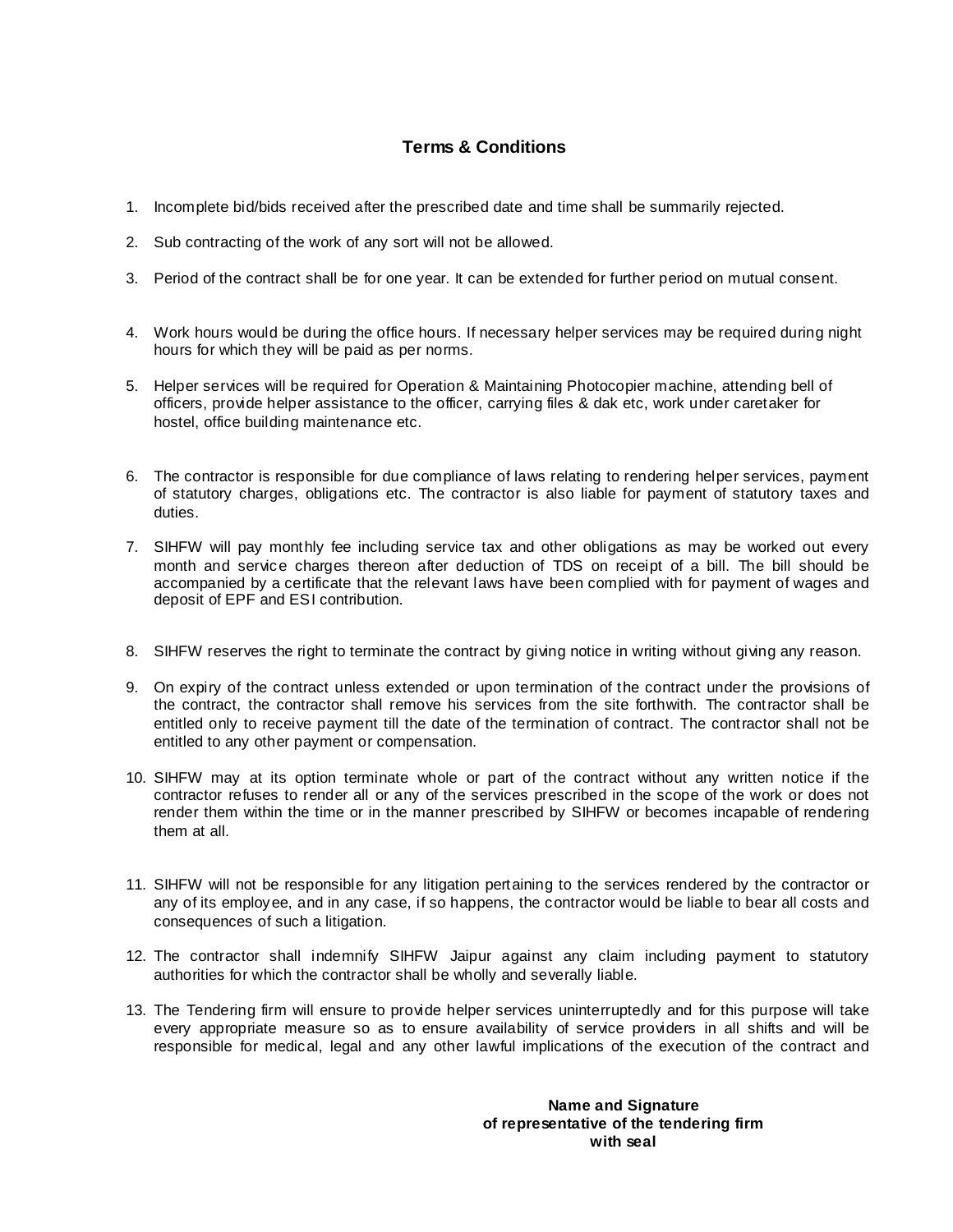## Terms & Conditions

1. Incomplete bid/bids received after the prescribed date and time shall be summarily rejected.
2. Sub contracting of the work of any sort will not be allowed.
3. Period of the contract shall be for one year. It can be extended for further period on mutual consent.
4. Work hours would be during the office hours. If necessary helper services may be required during night hours for which they will be paid as per norms.
5. Helper services will be required for Operation & Maintaining Photocopier machine, attending bell of officers, provide helper assistance to the officer, carrying files & dak etc, work under caretaker for hostel, office building maintenance etc.
6. The contractor is responsible for due compliance of laws relating to rendering helper services, payment of statutory charges, obligations etc. The contractor is also liable for payment of statutory taxes and duties.
7. SIHFW will pay monthly fee including service tax and other obligations as may be worked out every month and service charges thereon after deduction of TDS on receipt of a bill. The bill should be accompanied by a certificate that the relevant laws have been complied with for payment of wages and deposit of EPF and ESI contribution.
8. SIHFW reserves the right to terminate the contract by giving notice in writing without giving any reason.
9. On expiry of the contract unless extended or upon termination of the contract under the provisions of the contract, the contractor shall remove his services from the site forthwith. The contractor shall be entitled only to receive payment till the date of the termination of contract. The contractor shall not be entitled to any other payment or compensation.
10. SIHFW may at its option terminate whole or part of the contract without any written notice if the contractor refuses to render all or any of the services prescribed in the scope of the work or does not render them within the time or in the manner prescribed by SIHFW or becomes incapable of rendering them at all.
11. SIHFW will not be responsible for any litigation pertaining to the services rendered by the contractor or any of its employee, and in any case, if so happens, the contractor would be liable to bear all costs and consequences of such a litigation.
12. The contractor shall indemnify SIHFW Jaipur against any claim including payment to statutory authorities for which the contractor shall be wholly and severally liable.
13. The Tendering firm will ensure to provide helper services uninterruptedly and for this purpose will take every appropriate measure so as to ensure availability of service providers in all shifts and will be responsible for medical, legal and any other lawful implications of the execution of the contract and

**Name and Signature**
**of representative of the tendering firm**
**with seal**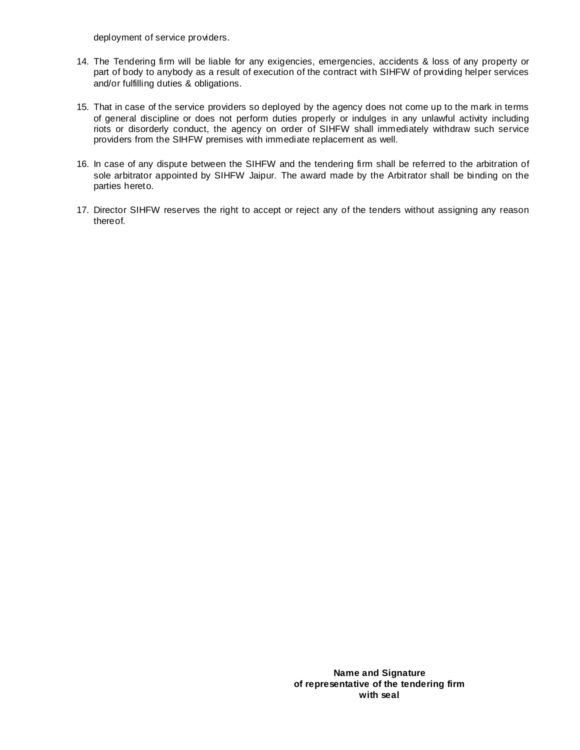deployment of service providers.

14. The Tendering firm will be liable for any exigencies, emergencies, accidents & loss of any property or part of body to anybody as a result of execution of the contract with SIHFW of providing helper services and/or fulfilling duties & obligations.

15. That in case of the service providers so deployed by the agency does not come up to the mark in terms of general discipline or does not perform duties properly or indulges in any unlawful activity including riots or disorderly conduct, the agency on order of SIHFW shall immediately withdraw such service providers from the SIHFW premises with immediate replacement as well.

16. In case of any dispute between the SIHFW and the tendering firm shall be referred to the arbitration of sole arbitrator appointed by SIHFW Jaipur. The award made by the Arbitrator shall be binding on the parties hereto.

17. Director SIHFW reserves the right to accept or reject any of the tenders without assigning any reason thereof.

**Name and Signature**
**of representative of the tendering firm**
**with seal**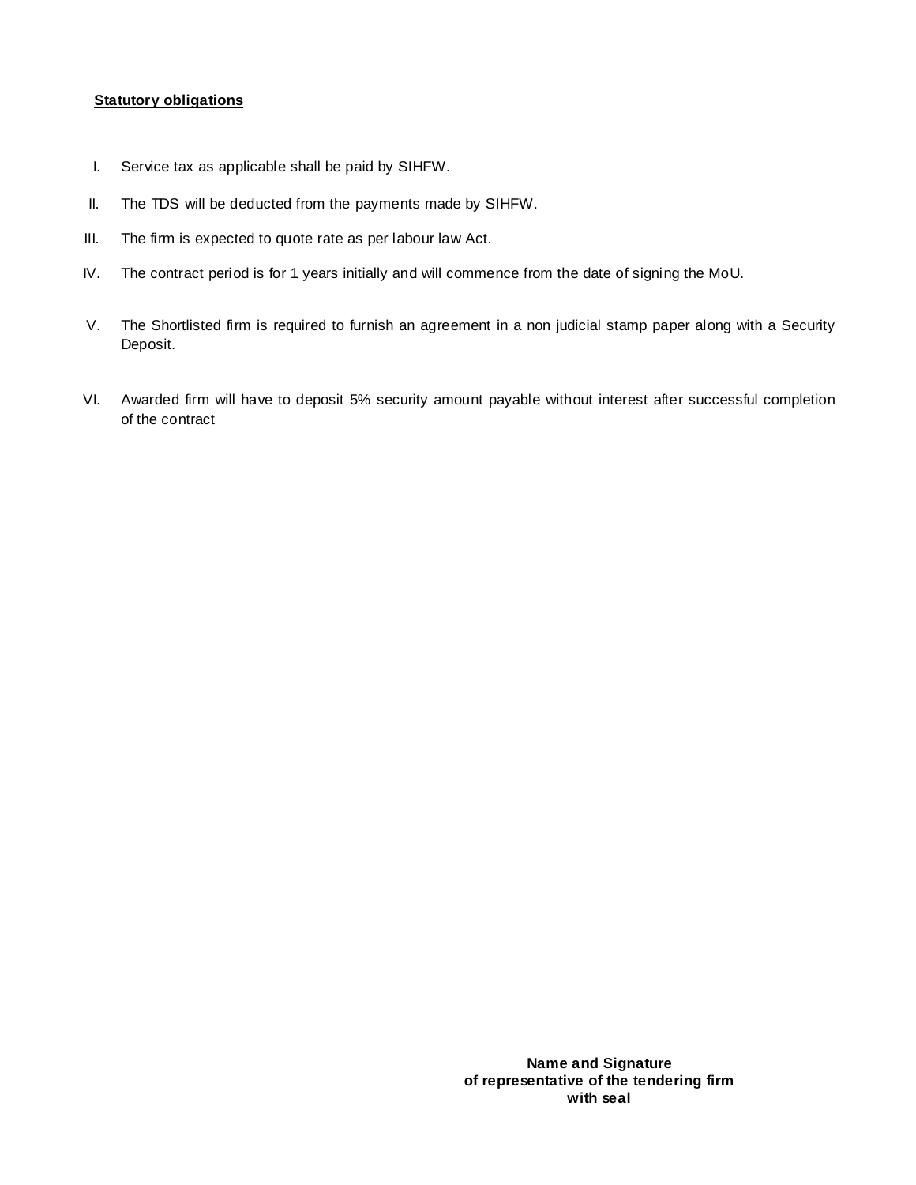**Statutory obligations**

I. Service tax as applicable shall be paid by SIHFW.

II. The TDS will be deducted from the payments made by SIHFW.

III. The firm is expected to quote rate as per labour law Act.

IV. The contract period is for 1 years initially and will commence from the date of signing the MoU.

V. The Shortlisted firm is required to furnish an agreement in a non judicial stamp paper along with a Security Deposit.

VI. Awarded firm will have to deposit 5% security amount payable without interest after successful completion of the contract

**Name and Signature**
**of representative of the tendering firm**
**with seal**